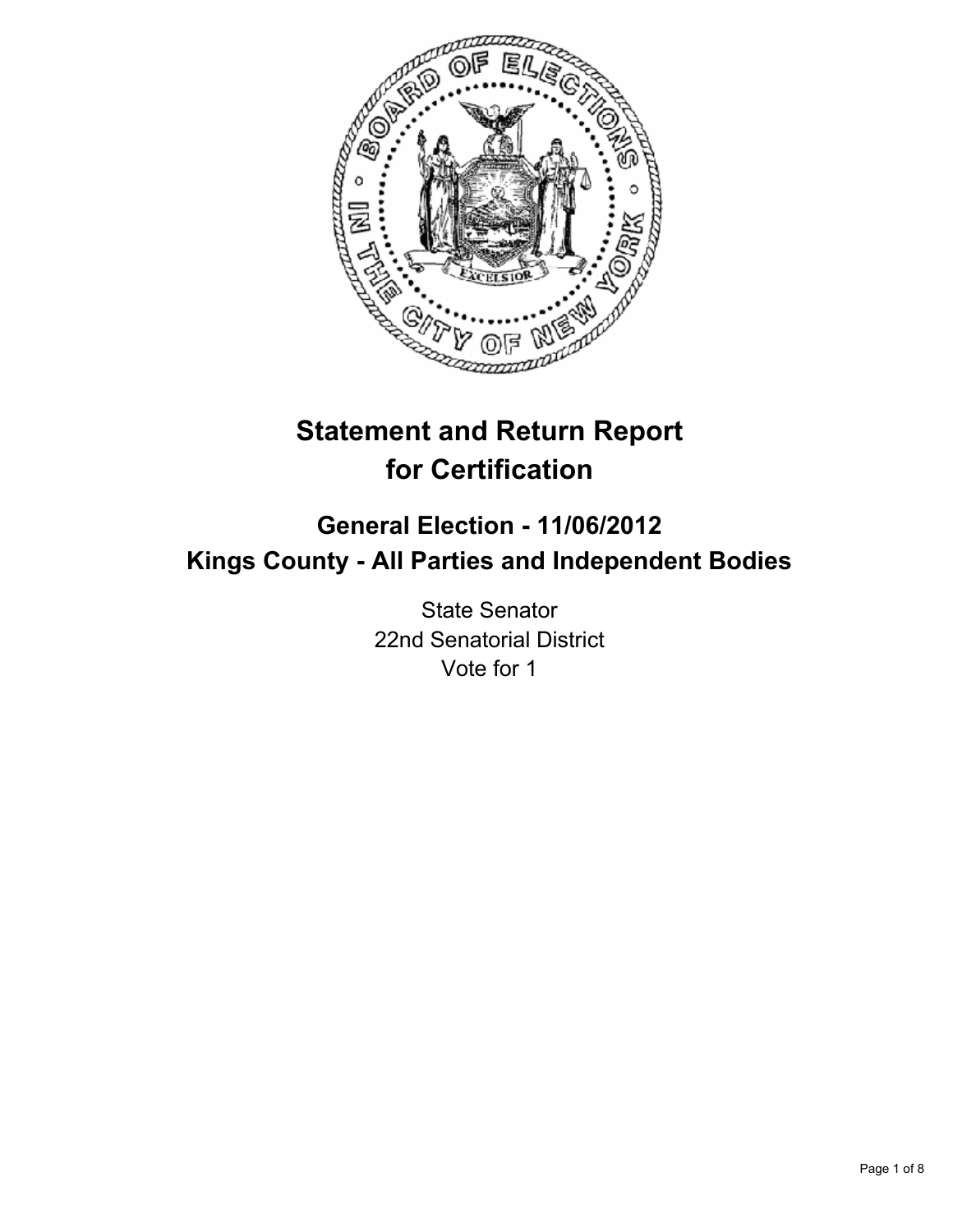# Statement and Return Report for Certification

## General Election - 11/06/2012
## Kings County - All Parties and Independent Bodies

State Senator
22nd Senatorial District
Vote for 1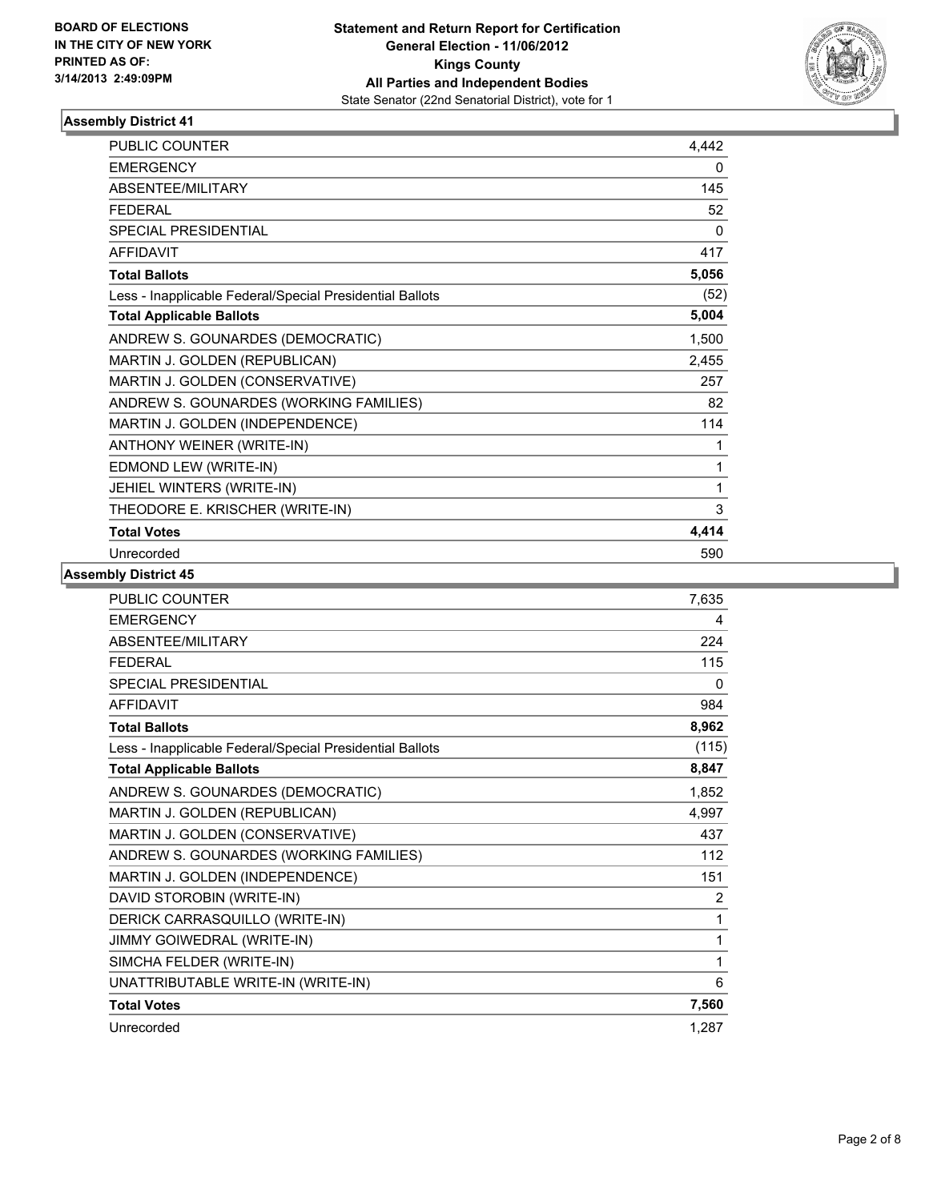BOARD OF ELECTIONS
IN THE CITY OF NEW YORK
PRINTED AS OF:
3/14/2013 2:49:09PM

**Statement and Return Report for Certification**
**General Election - 11/06/2012**
**Kings County**
**All Parties and Independent Bodies**
State Senator (22nd Senatorial District), vote for 1

### Assembly District 41

| | |
|---|---|
| PUBLIC COUNTER | 4,442 |
| EMERGENCY | 0 |
| ABSENTEE/MILITARY | 145 |
| FEDERAL | 52 |
| SPECIAL PRESIDENTIAL | 0 |
| AFFIDAVIT | 417 |
| **Total Ballots** | **5,056** |
| Less - Inapplicable Federal/Special Presidential Ballots | (52) |
| **Total Applicable Ballots** | **5,004** |
| ANDREW S. GOUNARDES (DEMOCRATIC) | 1,500 |
| MARTIN J. GOLDEN (REPUBLICAN) | 2,455 |
| MARTIN J. GOLDEN (CONSERVATIVE) | 257 |
| ANDREW S. GOUNARDES (WORKING FAMILIES) | 82 |
| MARTIN J. GOLDEN (INDEPENDENCE) | 114 |
| ANTHONY WEINER (WRITE-IN) | 1 |
| EDMOND LEW (WRITE-IN) | 1 |
| JEHIEL WINTERS (WRITE-IN) | 1 |
| THEODORE E. KRISCHER (WRITE-IN) | 3 |
| **Total Votes** | **4,414** |
| Unrecorded | 590 |

### Assembly District 45

| | |
|---|---|
| PUBLIC COUNTER | 7,635 |
| EMERGENCY | 4 |
| ABSENTEE/MILITARY | 224 |
| FEDERAL | 115 |
| SPECIAL PRESIDENTIAL | 0 |
| AFFIDAVIT | 984 |
| **Total Ballots** | **8,962** |
| Less - Inapplicable Federal/Special Presidential Ballots | (115) |
| **Total Applicable Ballots** | **8,847** |
| ANDREW S. GOUNARDES (DEMOCRATIC) | 1,852 |
| MARTIN J. GOLDEN (REPUBLICAN) | 4,997 |
| MARTIN J. GOLDEN (CONSERVATIVE) | 437 |
| ANDREW S. GOUNARDES (WORKING FAMILIES) | 112 |
| MARTIN J. GOLDEN (INDEPENDENCE) | 151 |
| DAVID STOROBIN (WRITE-IN) | 2 |
| DERICK CARRASQUILLO (WRITE-IN) | 1 |
| JIMMY GOIWEDRAL (WRITE-IN) | 1 |
| SIMCHA FELDER (WRITE-IN) | 1 |
| UNATTRIBUTABLE WRITE-IN (WRITE-IN) | 6 |
| **Total Votes** | **7,560** |
| Unrecorded | 1,287 |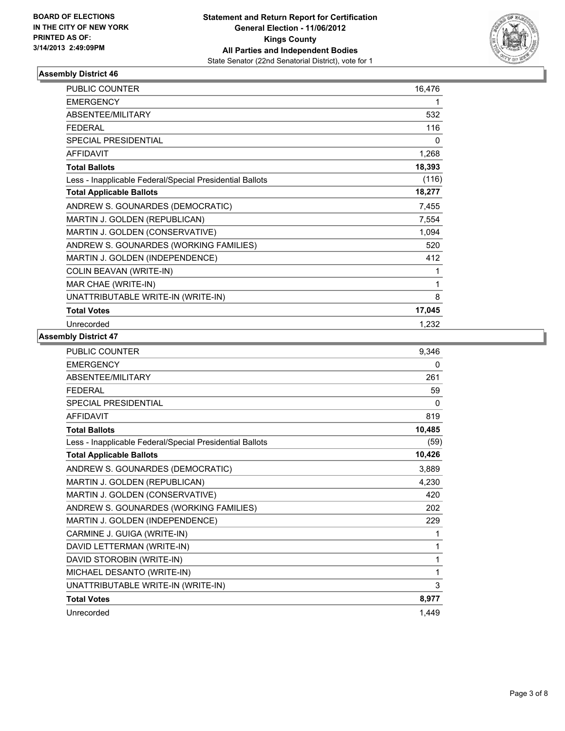BOARD OF ELECTIONS
IN THE CITY OF NEW YORK
PRINTED AS OF:
3/14/2013 2:49:09PM

**Statement and Return Report for Certification**
**General Election - 11/06/2012**
**Kings County**
**All Parties and Independent Bodies**
State Senator (22nd Senatorial District), vote for 1

### Assembly District 46

| | |
|---|---|
| PUBLIC COUNTER | 16,476 |
| EMERGENCY | 1 |
| ABSENTEE/MILITARY | 532 |
| FEDERAL | 116 |
| SPECIAL PRESIDENTIAL | 0 |
| AFFIDAVIT | 1,268 |
| **Total Ballots** | **18,393** |
| Less - Inapplicable Federal/Special Presidential Ballots | (116) |
| **Total Applicable Ballots** | **18,277** |
| ANDREW S. GOUNARDES (DEMOCRATIC) | 7,455 |
| MARTIN J. GOLDEN (REPUBLICAN) | 7,554 |
| MARTIN J. GOLDEN (CONSERVATIVE) | 1,094 |
| ANDREW S. GOUNARDES (WORKING FAMILIES) | 520 |
| MARTIN J. GOLDEN (INDEPENDENCE) | 412 |
| COLIN BEAVAN (WRITE-IN) | 1 |
| MAR CHAE (WRITE-IN) | 1 |
| UNATTRIBUTABLE WRITE-IN (WRITE-IN) | 8 |
| **Total Votes** | **17,045** |
| Unrecorded | 1,232 |

### Assembly District 47

| | |
|---|---|
| PUBLIC COUNTER | 9,346 |
| EMERGENCY | 0 |
| ABSENTEE/MILITARY | 261 |
| FEDERAL | 59 |
| SPECIAL PRESIDENTIAL | 0 |
| AFFIDAVIT | 819 |
| **Total Ballots** | **10,485** |
| Less - Inapplicable Federal/Special Presidential Ballots | (59) |
| **Total Applicable Ballots** | **10,426** |
| ANDREW S. GOUNARDES (DEMOCRATIC) | 3,889 |
| MARTIN J. GOLDEN (REPUBLICAN) | 4,230 |
| MARTIN J. GOLDEN (CONSERVATIVE) | 420 |
| ANDREW S. GOUNARDES (WORKING FAMILIES) | 202 |
| MARTIN J. GOLDEN (INDEPENDENCE) | 229 |
| CARMINE J. GUIGA (WRITE-IN) | 1 |
| DAVID LETTERMAN (WRITE-IN) | 1 |
| DAVID STOROBIN (WRITE-IN) | 1 |
| MICHAEL DESANTO (WRITE-IN) | 1 |
| UNATTRIBUTABLE WRITE-IN (WRITE-IN) | 3 |
| **Total Votes** | **8,977** |
| Unrecorded | 1,449 |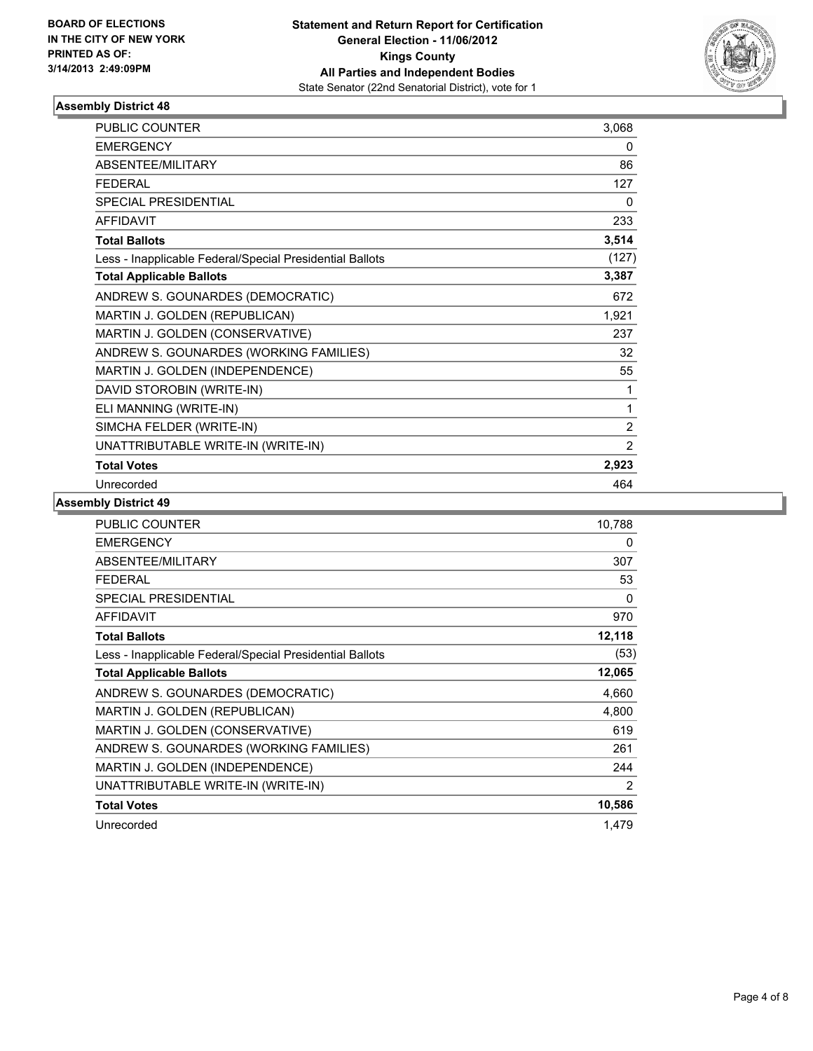BOARD OF ELECTIONS
IN THE CITY OF NEW YORK
PRINTED AS OF:
3/14/2013 2:49:09PM

**Statement and Return Report for Certification**
**General Election - 11/06/2012**
**Kings County**
**All Parties and Independent Bodies**
State Senator (22nd Senatorial District), vote for 1

### Assembly District 48

| | |
|---|---|
| PUBLIC COUNTER | 3,068 |
| EMERGENCY | 0 |
| ABSENTEE/MILITARY | 86 |
| FEDERAL | 127 |
| SPECIAL PRESIDENTIAL | 0 |
| AFFIDAVIT | 233 |
| **Total Ballots** | **3,514** |
| Less - Inapplicable Federal/Special Presidential Ballots | (127) |
| **Total Applicable Ballots** | **3,387** |
| ANDREW S. GOUNARDES (DEMOCRATIC) | 672 |
| MARTIN J. GOLDEN (REPUBLICAN) | 1,921 |
| MARTIN J. GOLDEN (CONSERVATIVE) | 237 |
| ANDREW S. GOUNARDES (WORKING FAMILIES) | 32 |
| MARTIN J. GOLDEN (INDEPENDENCE) | 55 |
| DAVID STOROBIN (WRITE-IN) | 1 |
| ELI MANNING (WRITE-IN) | 1 |
| SIMCHA FELDER (WRITE-IN) | 2 |
| UNATTRIBUTABLE WRITE-IN (WRITE-IN) | 2 |
| **Total Votes** | **2,923** |
| Unrecorded | 464 |

### Assembly District 49

| | |
|---|---|
| PUBLIC COUNTER | 10,788 |
| EMERGENCY | 0 |
| ABSENTEE/MILITARY | 307 |
| FEDERAL | 53 |
| SPECIAL PRESIDENTIAL | 0 |
| AFFIDAVIT | 970 |
| **Total Ballots** | **12,118** |
| Less - Inapplicable Federal/Special Presidential Ballots | (53) |
| **Total Applicable Ballots** | **12,065** |
| ANDREW S. GOUNARDES (DEMOCRATIC) | 4,660 |
| MARTIN J. GOLDEN (REPUBLICAN) | 4,800 |
| MARTIN J. GOLDEN (CONSERVATIVE) | 619 |
| ANDREW S. GOUNARDES (WORKING FAMILIES) | 261 |
| MARTIN J. GOLDEN (INDEPENDENCE) | 244 |
| UNATTRIBUTABLE WRITE-IN (WRITE-IN) | 2 |
| **Total Votes** | **10,586** |
| Unrecorded | 1,479 |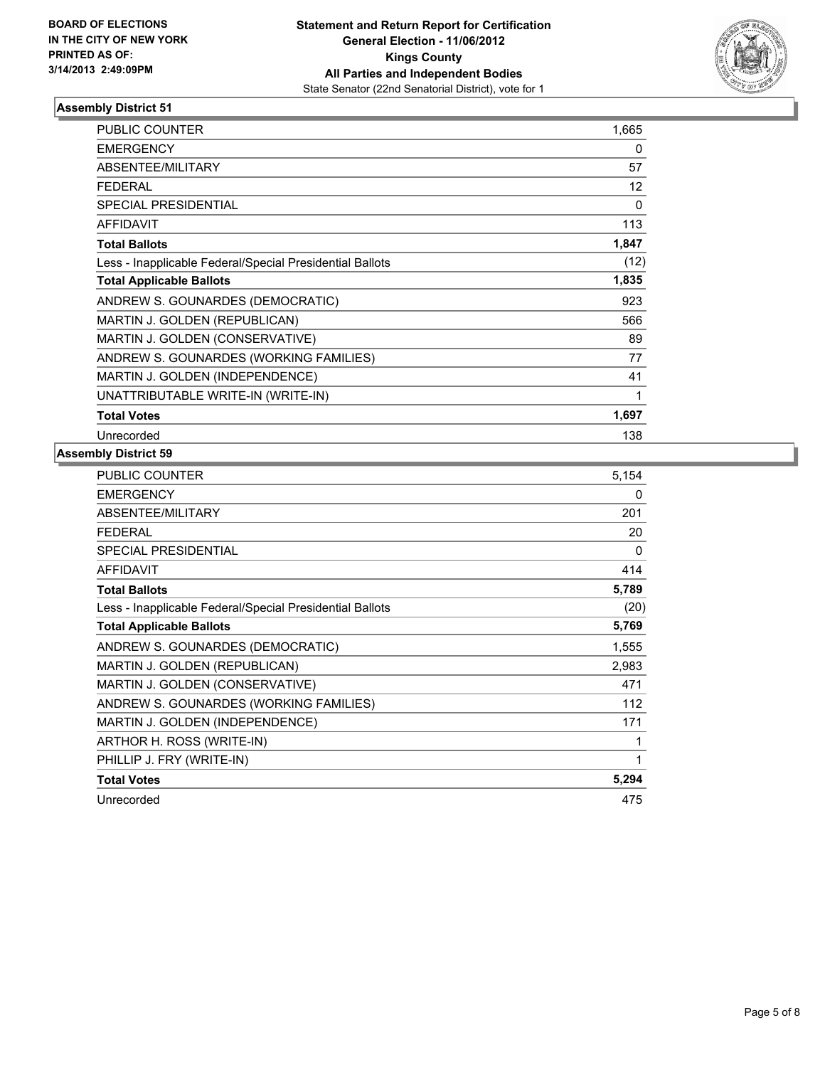**BOARD OF ELECTIONS IN THE CITY OF NEW YORK PRINTED AS OF: 3/14/2013 2:49:09PM**

**Statement and Return Report for Certification General Election - 11/06/2012 Kings County All Parties and Independent Bodies**
State Senator (22nd Senatorial District), vote for 1

### Assembly District 51

| | |
|---|---|
| PUBLIC COUNTER | 1,665 |
| EMERGENCY | 0 |
| ABSENTEE/MILITARY | 57 |
| FEDERAL | 12 |
| SPECIAL PRESIDENTIAL | 0 |
| AFFIDAVIT | 113 |
| **Total Ballots** | **1,847** |
| Less - Inapplicable Federal/Special Presidential Ballots | (12) |
| **Total Applicable Ballots** | **1,835** |
| ANDREW S. GOUNARDES (DEMOCRATIC) | 923 |
| MARTIN J. GOLDEN (REPUBLICAN) | 566 |
| MARTIN J. GOLDEN (CONSERVATIVE) | 89 |
| ANDREW S. GOUNARDES (WORKING FAMILIES) | 77 |
| MARTIN J. GOLDEN (INDEPENDENCE) | 41 |
| UNATTRIBUTABLE WRITE-IN (WRITE-IN) | 1 |
| **Total Votes** | **1,697** |
| Unrecorded | 138 |

### Assembly District 59

| | |
|---|---|
| PUBLIC COUNTER | 5,154 |
| EMERGENCY | 0 |
| ABSENTEE/MILITARY | 201 |
| FEDERAL | 20 |
| SPECIAL PRESIDENTIAL | 0 |
| AFFIDAVIT | 414 |
| **Total Ballots** | **5,789** |
| Less - Inapplicable Federal/Special Presidential Ballots | (20) |
| **Total Applicable Ballots** | **5,769** |
| ANDREW S. GOUNARDES (DEMOCRATIC) | 1,555 |
| MARTIN J. GOLDEN (REPUBLICAN) | 2,983 |
| MARTIN J. GOLDEN (CONSERVATIVE) | 471 |
| ANDREW S. GOUNARDES (WORKING FAMILIES) | 112 |
| MARTIN J. GOLDEN (INDEPENDENCE) | 171 |
| ARTHOR H. ROSS (WRITE-IN) | 1 |
| PHILLIP J. FRY (WRITE-IN) | 1 |
| **Total Votes** | **5,294** |
| Unrecorded | 475 |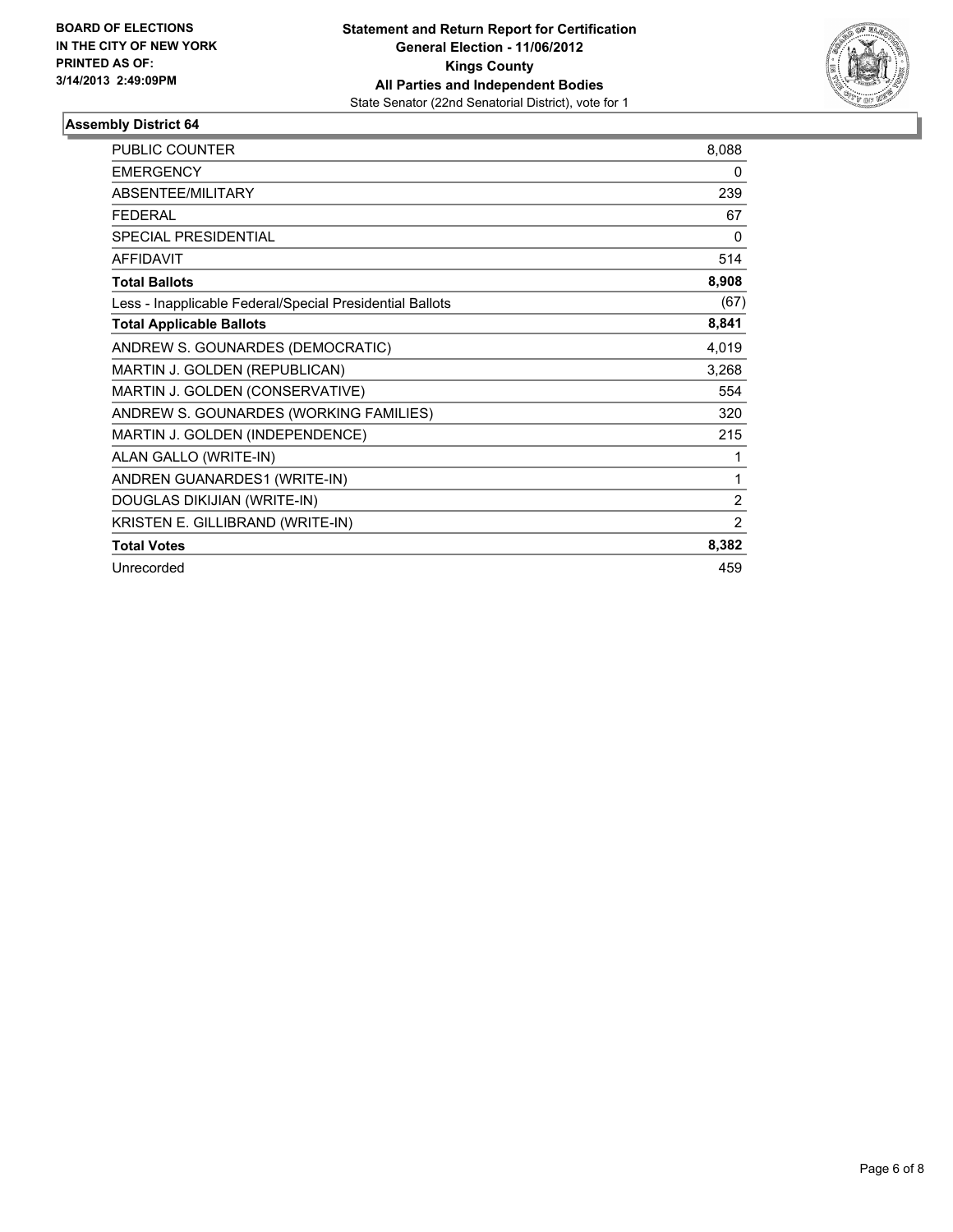**BOARD OF ELECTIONS IN THE CITY OF NEW YORK PRINTED AS OF: 3/14/2013 2:49:09PM**

**Statement and Return Report for Certification**
**General Election - 11/06/2012**
**Kings County**
**All Parties and Independent Bodies**
State Senator (22nd Senatorial District), vote for 1

### Assembly District 64

| | |
|---|---|
| PUBLIC COUNTER | 8,088 |
| EMERGENCY | 0 |
| ABSENTEE/MILITARY | 239 |
| FEDERAL | 67 |
| SPECIAL PRESIDENTIAL | 0 |
| AFFIDAVIT | 514 |
| **Total Ballots** | **8,908** |
| Less - Inapplicable Federal/Special Presidential Ballots | (67) |
| **Total Applicable Ballots** | **8,841** |
| ANDREW S. GOUNARDES (DEMOCRATIC) | 4,019 |
| MARTIN J. GOLDEN (REPUBLICAN) | 3,268 |
| MARTIN J. GOLDEN (CONSERVATIVE) | 554 |
| ANDREW S. GOUNARDES (WORKING FAMILIES) | 320 |
| MARTIN J. GOLDEN (INDEPENDENCE) | 215 |
| ALAN GALLO (WRITE-IN) | 1 |
| ANDREN GUANARDES1 (WRITE-IN) | 1 |
| DOUGLAS DIKIJIAN (WRITE-IN) | 2 |
| KRISTEN E. GILLIBRAND (WRITE-IN) | 2 |
| **Total Votes** | **8,382** |
| Unrecorded | 459 |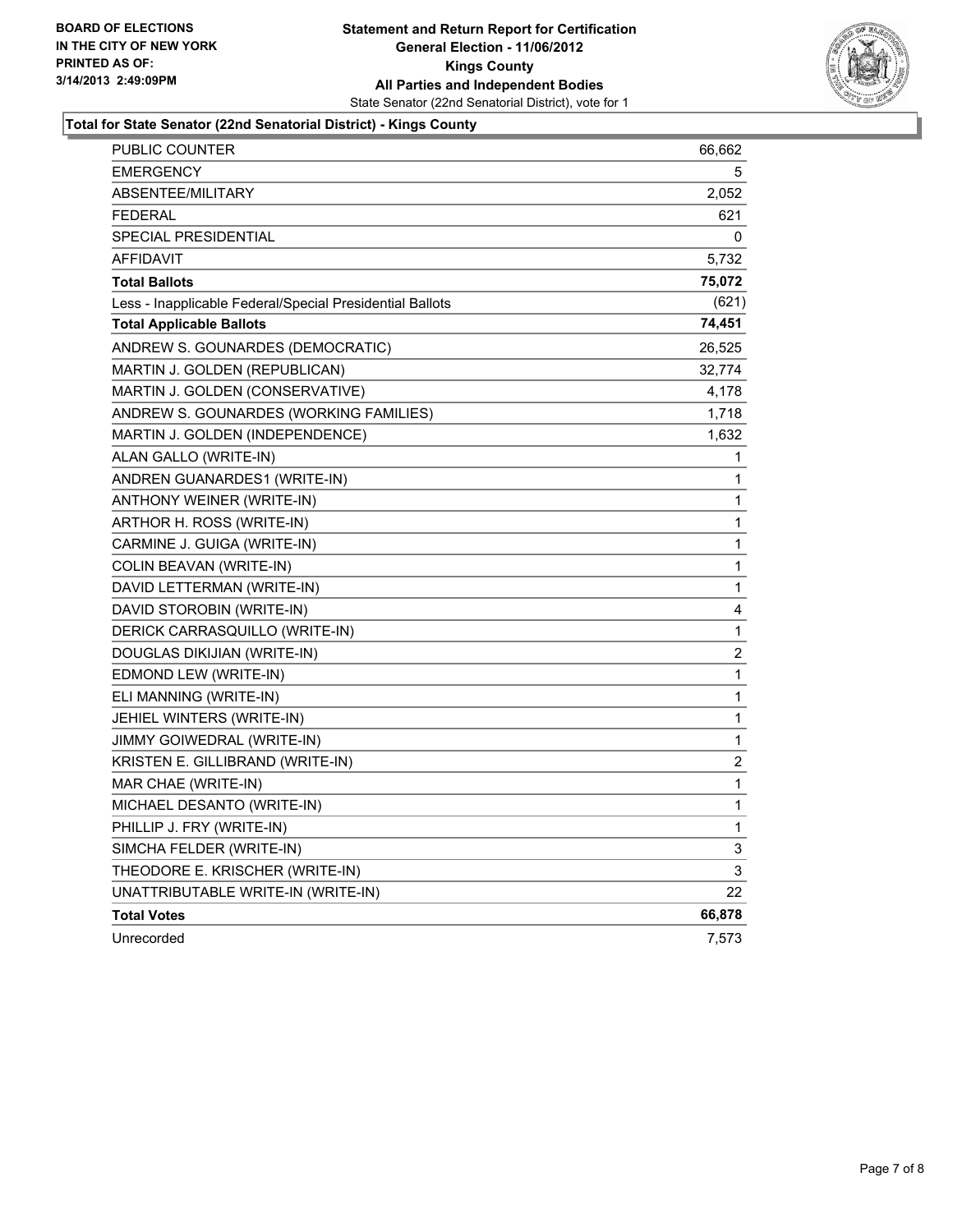**BOARD OF ELECTIONS IN THE CITY OF NEW YORK PRINTED AS OF: 3/14/2013 2:49:09PM**

**Statement and Return Report for Certification**
**General Election - 11/06/2012**
**Kings County**
**All Parties and Independent Bodies**
State Senator (22nd Senatorial District), vote for 1

**Total for State Senator (22nd Senatorial District) - Kings County**

| | |
|---|---|
| PUBLIC COUNTER | 66,662 |
| EMERGENCY | 5 |
| ABSENTEE/MILITARY | 2,052 |
| FEDERAL | 621 |
| SPECIAL PRESIDENTIAL | 0 |
| AFFIDAVIT | 5,732 |
| **Total Ballots** | **75,072** |
| Less - Inapplicable Federal/Special Presidential Ballots | (621) |
| **Total Applicable Ballots** | **74,451** |
| ANDREW S. GOUNARDES (DEMOCRATIC) | 26,525 |
| MARTIN J. GOLDEN (REPUBLICAN) | 32,774 |
| MARTIN J. GOLDEN (CONSERVATIVE) | 4,178 |
| ANDREW S. GOUNARDES (WORKING FAMILIES) | 1,718 |
| MARTIN J. GOLDEN (INDEPENDENCE) | 1,632 |
| ALAN GALLO (WRITE-IN) | 1 |
| ANDREN GUANARDES1 (WRITE-IN) | 1 |
| ANTHONY WEINER (WRITE-IN) | 1 |
| ARTHOR H. ROSS (WRITE-IN) | 1 |
| CARMINE J. GUIGA (WRITE-IN) | 1 |
| COLIN BEAVAN (WRITE-IN) | 1 |
| DAVID LETTERMAN (WRITE-IN) | 1 |
| DAVID STOROBIN (WRITE-IN) | 4 |
| DERICK CARRASQUILLO (WRITE-IN) | 1 |
| DOUGLAS DIKIJIAN (WRITE-IN) | 2 |
| EDMOND LEW (WRITE-IN) | 1 |
| ELI MANNING (WRITE-IN) | 1 |
| JEHIEL WINTERS (WRITE-IN) | 1 |
| JIMMY GOIWEDRAL (WRITE-IN) | 1 |
| KRISTEN E. GILLIBRAND (WRITE-IN) | 2 |
| MAR CHAE (WRITE-IN) | 1 |
| MICHAEL DESANTO (WRITE-IN) | 1 |
| PHILLIP J. FRY (WRITE-IN) | 1 |
| SIMCHA FELDER (WRITE-IN) | 3 |
| THEODORE E. KRISCHER (WRITE-IN) | 3 |
| UNATTRIBUTABLE WRITE-IN (WRITE-IN) | 22 |
| **Total Votes** | **66,878** |
| Unrecorded | 7,573 |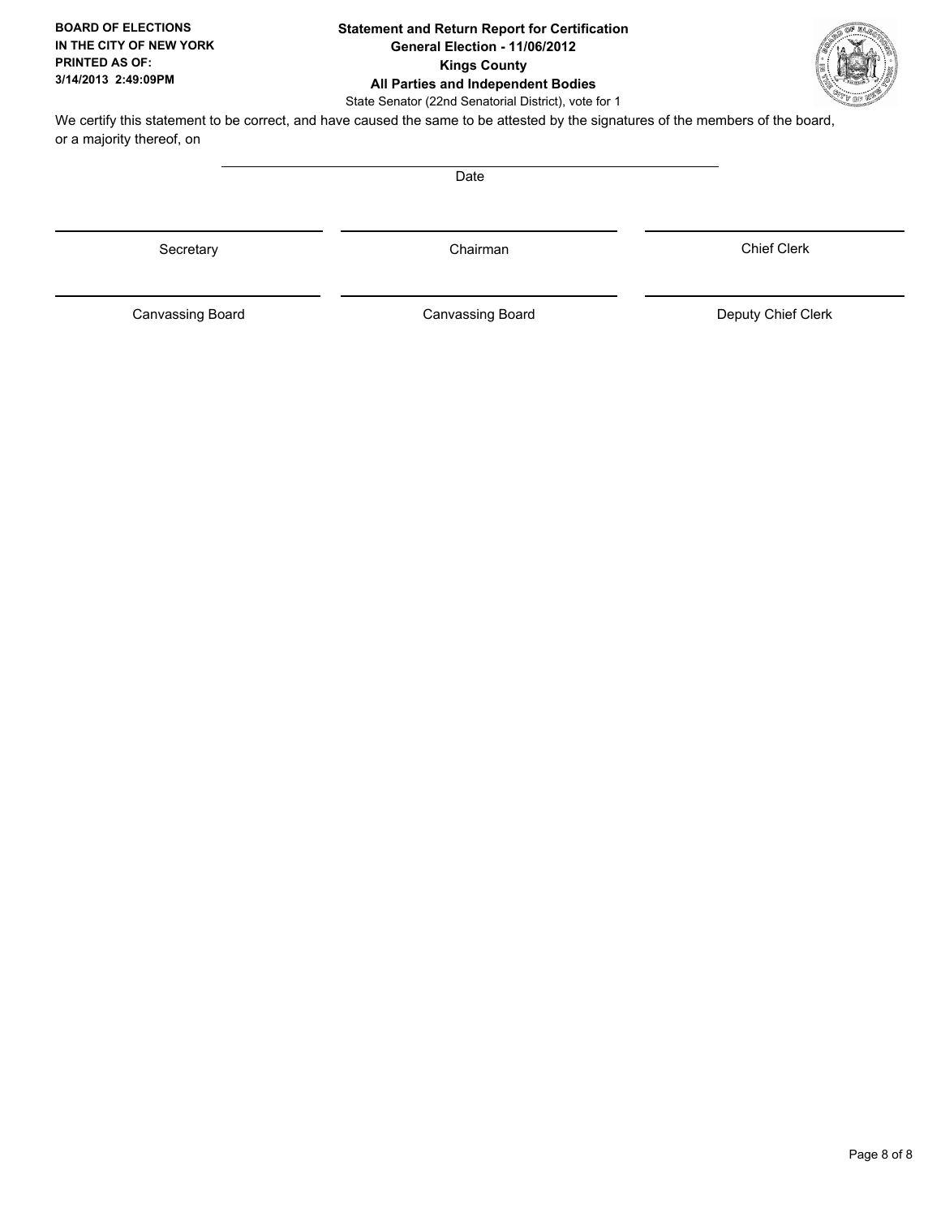**BOARD OF ELECTIONS**
**IN THE CITY OF NEW YORK**
**PRINTED AS OF:**
**3/14/2013 2:49:09PM**

**Statement and Return Report for Certification**
**General Election - 11/06/2012**
**Kings County**
**All Parties and Independent Bodies**
State Senator (22nd Senatorial District), vote for 1

We certify this statement to be correct, and have caused the same to be attested by the signatures of the members of the board, or a majority thereof, on

\_\_\_\_\_\_\_\_\_\_\_\_\_\_\_\_\_\_\_\_\_\_\_\_\_\_\_\_\_\_\_\_\_\_\_\_\_\_\_\_
Date

| | | |
|---|---|---|
| Secretary | Chairman | Chief Clerk |
| Canvassing Board | Canvassing Board | Deputy Chief Clerk |